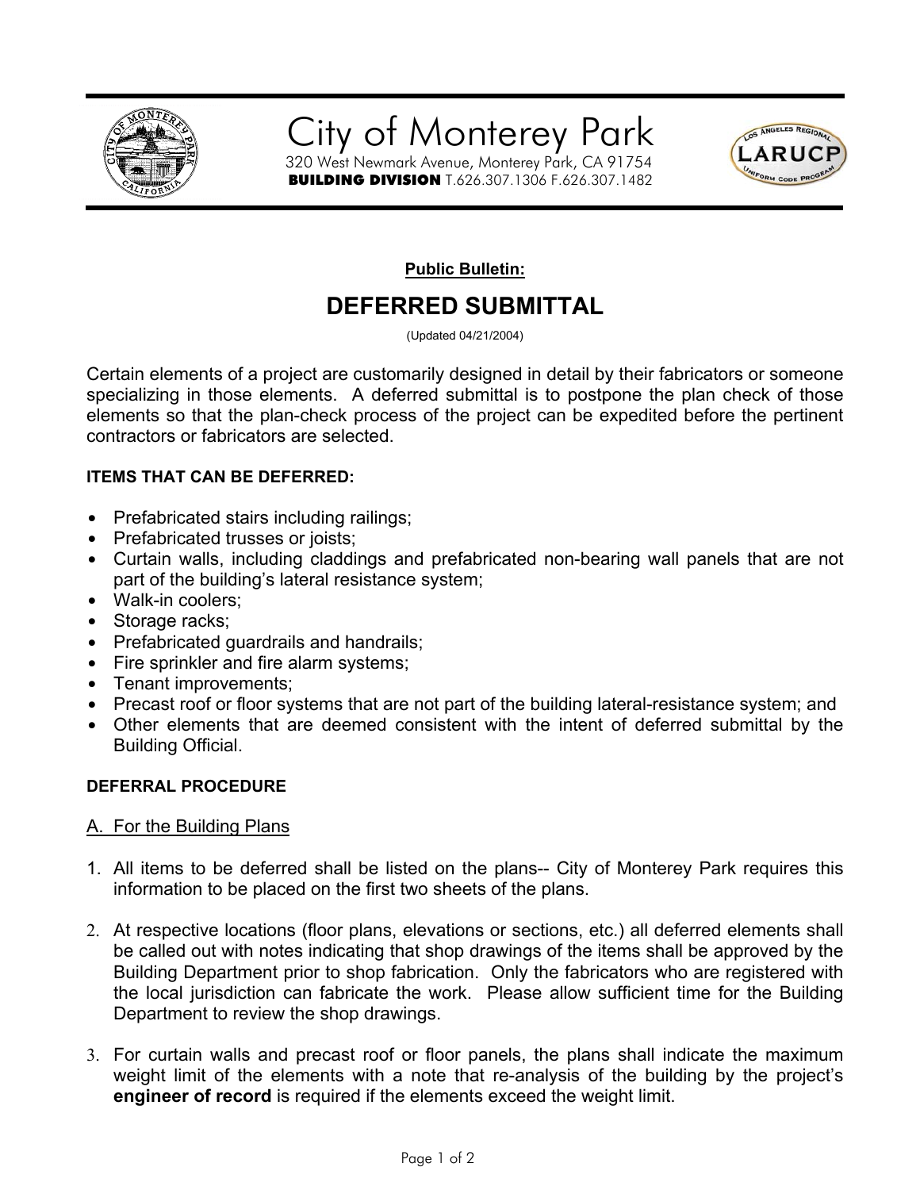# City of Monterey Park

320 West Newmark Avenue, Monterey Park, CA 91754
**BUILDING DIVISION** T.626.307.1306 F.626.307.1482

**Public Bulletin:**

## DEFERRED SUBMITTAL

(Updated 04/21/2004)

Certain elements of a project are customarily designed in detail by their fabricators or someone specializing in those elements. A deferred submittal is to postpone the plan check of those elements so that the plan-check process of the project can be expedited before the pertinent contractors or fabricators are selected.

### ITEMS THAT CAN BE DEFERRED:

- Prefabricated stairs including railings;
- Prefabricated trusses or joists;
- Curtain walls, including claddings and prefabricated non-bearing wall panels that are not part of the building's lateral resistance system;
- Walk-in coolers;
- Storage racks;
- Prefabricated guardrails and handrails;
- Fire sprinkler and fire alarm systems;
- Tenant improvements;
- Precast roof or floor systems that are not part of the building lateral-resistance system; and
- Other elements that are deemed consistent with the intent of deferred submittal by the Building Official.

### DEFERRAL PROCEDURE

A. For the Building Plans

1. All items to be deferred shall be listed on the plans-- City of Monterey Park requires this information to be placed on the first two sheets of the plans.

2. At respective locations (floor plans, elevations or sections, etc.) all deferred elements shall be called out with notes indicating that shop drawings of the items shall be approved by the Building Department prior to shop fabrication. Only the fabricators who are registered with the local jurisdiction can fabricate the work. Please allow sufficient time for the Building Department to review the shop drawings.

3. For curtain walls and precast roof or floor panels, the plans shall indicate the maximum weight limit of the elements with a note that re-analysis of the building by the project's **engineer of record** is required if the elements exceed the weight limit.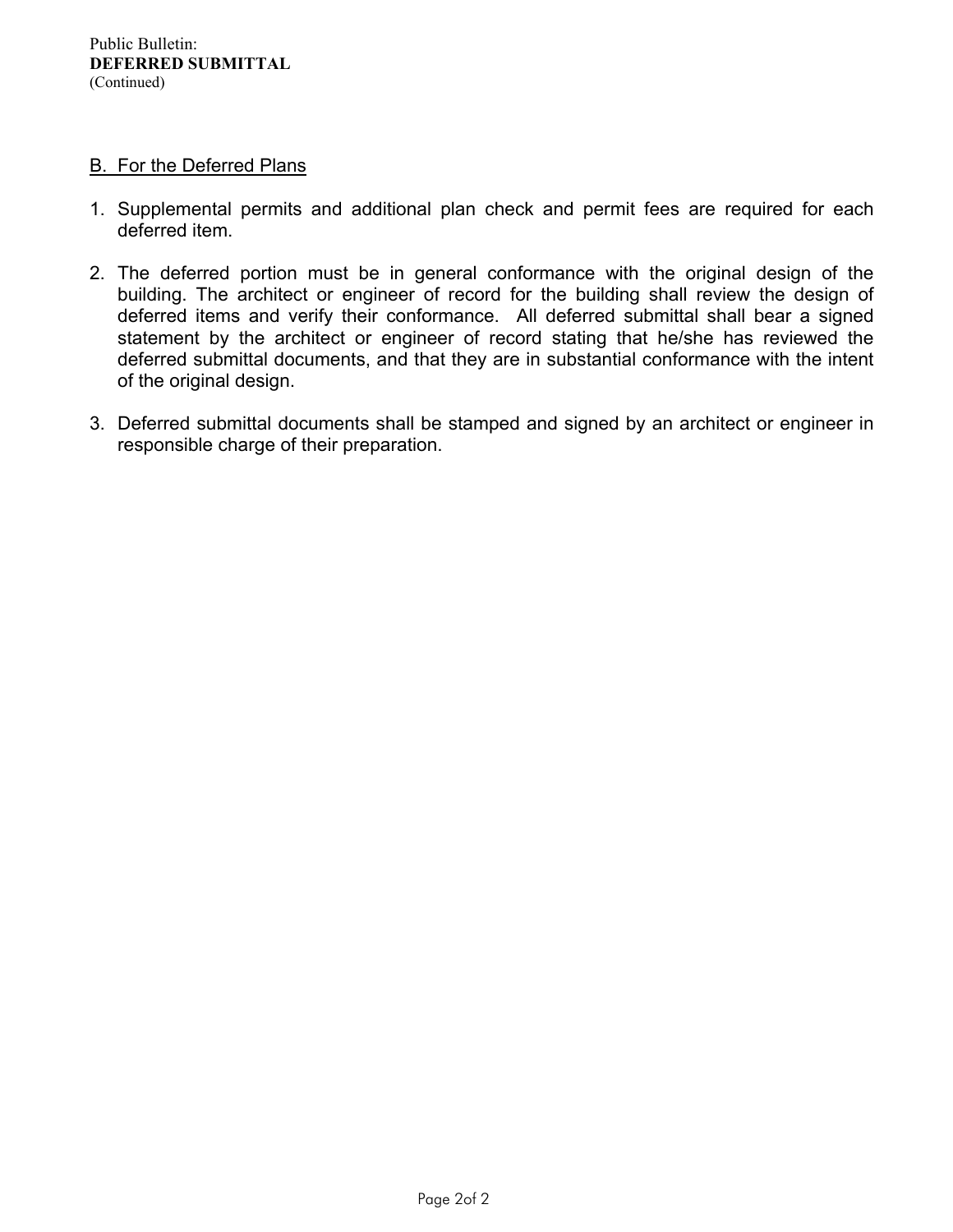## B. For the Deferred Plans

1. Supplemental permits and additional plan check and permit fees are required for each deferred item.

2. The deferred portion must be in general conformance with the original design of the building. The architect or engineer of record for the building shall review the design of deferred items and verify their conformance. All deferred submittal shall bear a signed statement by the architect or engineer of record stating that he/she has reviewed the deferred submittal documents, and that they are in substantial conformance with the intent of the original design.

3. Deferred submittal documents shall be stamped and signed by an architect or engineer in responsible charge of their preparation.